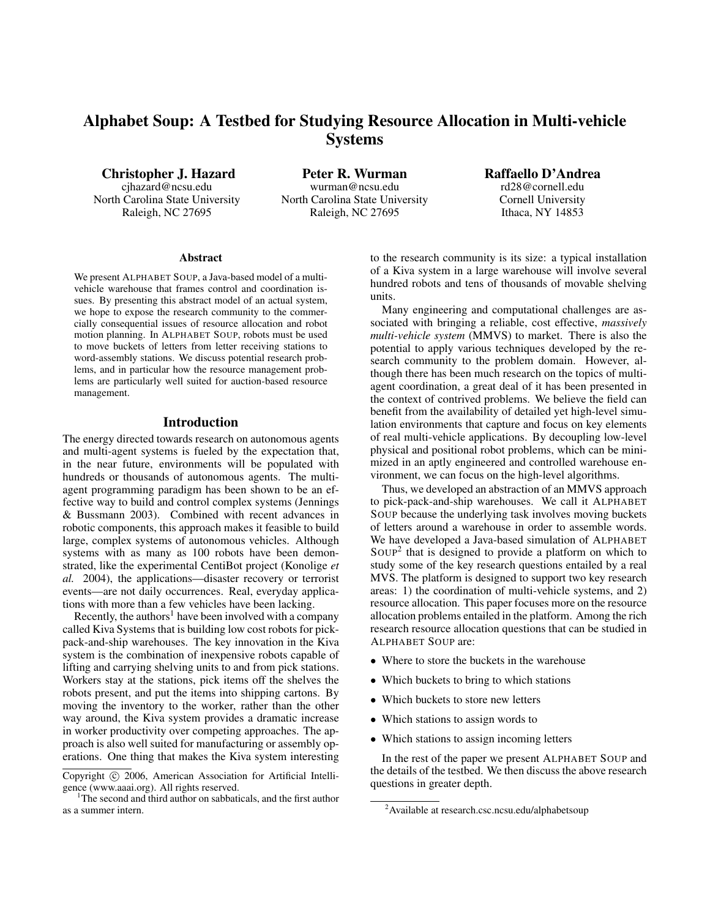# Alphabet Soup: A Testbed for Studying Resource Allocation in Multi-vehicle Systems

**Christopher J. Hazard**
cjhazard@ncsu.edu
North Carolina State University
Raleigh, NC 27695

**Peter R. Wurman**
wurman@ncsu.edu
North Carolina State University
Raleigh, NC 27695

**Raffaello D'Andrea**
rd28@cornell.edu
Cornell University
Ithaca, NY 14853

## Abstract

We present ALPHABET SOUP, a Java-based model of a multi-vehicle warehouse that frames control and coordination issues. By presenting this abstract model of an actual system, we hope to expose the research community to the commercially consequential issues of resource allocation and robot motion planning. In ALPHABET SOUP, robots must be used to move buckets of letters from letter receiving stations to word-assembly stations. We discuss potential research problems, and in particular how the resource management problems are particularly well suited for auction-based resource management.

## Introduction

The energy directed towards research on autonomous agents and multi-agent systems is fueled by the expectation that, in the near future, environments will be populated with hundreds or thousands of autonomous agents. The multi-agent programming paradigm has been shown to be an effective way to build and control complex systems (Jennings & Bussmann 2003). Combined with recent advances in robotic components, this approach makes it feasible to build large, complex systems of autonomous vehicles. Although systems with as many as 100 robots have been demonstrated, like the experimental CentiBot project (Konolige *et al.* 2004), the applications—disaster recovery or terrorist events—are not daily occurrences. Real, everyday applications with more than a few vehicles have been lacking.

Recently, the authors[1] have been involved with a company called Kiva Systems that is building low cost robots for pick-pack-and-ship warehouses. The key innovation in the Kiva system is the combination of inexpensive robots capable of lifting and carrying shelving units to and from pick stations. Workers stay at the stations, pick items off the shelves the robots present, and put the items into shipping cartons. By moving the inventory to the worker, rather than the other way around, the Kiva system provides a dramatic increase in worker productivity over competing approaches. The approach is also well suited for manufacturing or assembly operations. One thing that makes the Kiva system interesting to the research community is its size: a typical installation of a Kiva system in a large warehouse will involve several hundred robots and tens of thousands of movable shelving units.

Many engineering and computational challenges are associated with bringing a reliable, cost effective, *massively multi-vehicle system* (MMVS) to market. There is also the potential to apply various techniques developed by the research community to the problem domain. However, although there has been much research on the topics of multi-agent coordination, a great deal of it has been presented in the context of contrived problems. We believe the field can benefit from the availability of detailed yet high-level simulation environments that capture and focus on key elements of real multi-vehicle applications. By decoupling low-level physical and positional robot problems, which can be minimized in an aptly engineered and controlled warehouse environment, we can focus on the high-level algorithms.

Thus, we developed an abstraction of an MMVS approach to pick-pack-and-ship warehouses. We call it ALPHABET SOUP because the underlying task involves moving buckets of letters around a warehouse in order to assemble words. We have developed a Java-based simulation of ALPHABET SOUP[2] that is designed to provide a platform on which to study some of the key research questions entailed by a real MVS. The platform is designed to support two key research areas: 1) the coordination of multi-vehicle systems, and 2) resource allocation. This paper focuses more on the resource allocation problems entailed in the platform. Among the rich research resource allocation questions that can be studied in ALPHABET SOUP are:

- Where to store the buckets in the warehouse
- Which buckets to bring to which stations
- Which buckets to store new letters
- Which stations to assign words to
- Which stations to assign incoming letters

In the rest of the paper we present ALPHABET SOUP and the details of the testbed. We then discuss the above research questions in greater depth.

Copyright © 2006, American Association for Artificial Intelligence (www.aaai.org). All rights reserved.

[1] The second and third author on sabbaticals, and the first author as a summer intern.

[2] Available at research.csc.ncsu.edu/alphabetsoup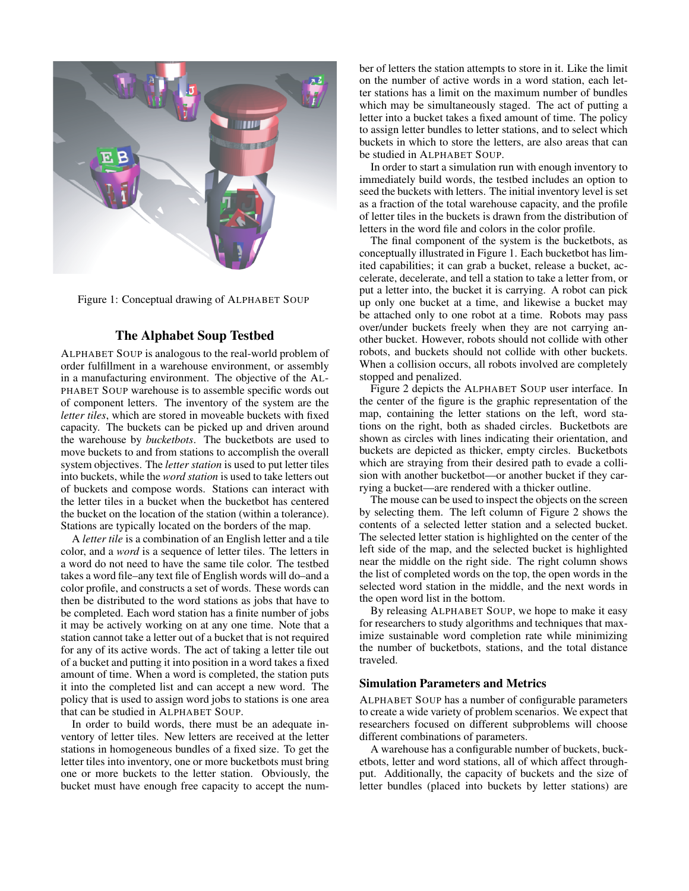Figure 1: Conceptual drawing of ALPHABET SOUP

## The Alphabet Soup Testbed

ALPHABET SOUP is analogous to the real-world problem of order fulfillment in a warehouse environment, or assembly in a manufacturing environment. The objective of the ALPHABET SOUP warehouse is to assemble specific words out of component letters. The inventory of the system are the *letter tiles*, which are stored in moveable buckets with fixed capacity. The buckets can be picked up and driven around the warehouse by *bucketbots*. The bucketbots are used to move buckets to and from stations to accomplish the overall system objectives. The *letter station* is used to put letter tiles into buckets, while the *word station* is used to take letters out of buckets and compose words. Stations can interact with the letter tiles in a bucket when the bucketbot has centered the bucket on the location of the station (within a tolerance). Stations are typically located on the borders of the map.

A *letter tile* is a combination of an English letter and a tile color, and a *word* is a sequence of letter tiles. The letters in a word do not need to have the same tile color. The testbed takes a word file–any text file of English words will do–and a color profile, and constructs a set of words. These words can then be distributed to the word stations as jobs that have to be completed. Each word station has a finite number of jobs it may be actively working on at any one time. Note that a station cannot take a letter out of a bucket that is not required for any of its active words. The act of taking a letter tile out of a bucket and putting it into position in a word takes a fixed amount of time. When a word is completed, the station puts it into the completed list and can accept a new word. The policy that is used to assign word jobs to stations is one area that can be studied in ALPHABET SOUP.

In order to build words, there must be an adequate inventory of letter tiles. New letters are received at the letter stations in homogeneous bundles of a fixed size. To get the letter tiles into inventory, one or more bucketbots must bring one or more buckets to the letter station. Obviously, the bucket must have enough free capacity to accept the number of letters the station attempts to store in it. Like the limit on the number of active words in a word station, each letter stations has a limit on the maximum number of bundles which may be simultaneously staged. The act of putting a letter into a bucket takes a fixed amount of time. The policy to assign letter bundles to letter stations, and to select which buckets in which to store the letters, are also areas that can be studied in ALPHABET SOUP.

In order to start a simulation run with enough inventory to immediately build words, the testbed includes an option to seed the buckets with letters. The initial inventory level is set as a fraction of the total warehouse capacity, and the profile of letter tiles in the buckets is drawn from the distribution of letters in the word file and colors in the color profile.

The final component of the system is the bucketbots, as conceptually illustrated in Figure 1. Each bucketbot has limited capabilities; it can grab a bucket, release a bucket, accelerate, decelerate, and tell a station to take a letter from, or put a letter into, the bucket it is carrying. A robot can pick up only one bucket at a time, and likewise a bucket may be attached only to one robot at a time. Robots may pass over/under buckets freely when they are not carrying another bucket. However, robots should not collide with other robots, and buckets should not collide with other buckets. When a collision occurs, all robots involved are completely stopped and penalized.

Figure 2 depicts the ALPHABET SOUP user interface. In the center of the figure is the graphic representation of the map, containing the letter stations on the left, word stations on the right, both as shaded circles. Bucketbots are shown as circles with lines indicating their orientation, and buckets are depicted as thicker, empty circles. Bucketbots which are straying from their desired path to evade a collision with another bucketbot—or another bucket if they carrying a bucket—are rendered with a thicker outline.

The mouse can be used to inspect the objects on the screen by selecting them. The left column of Figure 2 shows the contents of a selected letter station and a selected bucket. The selected letter station is highlighted on the center of the left side of the map, and the selected bucket is highlighted near the middle on the right side. The right column shows the list of completed words on the top, the open words in the selected word station in the middle, and the next words in the open word list in the bottom.

By releasing ALPHABET SOUP, we hope to make it easy for researchers to study algorithms and techniques that maximize sustainable word completion rate while minimizing the number of bucketbots, stations, and the total distance traveled.

### Simulation Parameters and Metrics

ALPHABET SOUP has a number of configurable parameters to create a wide variety of problem scenarios. We expect that researchers focused on different subproblems will choose different combinations of parameters.

A warehouse has a configurable number of buckets, bucketbots, letter and word stations, all of which affect throughput. Additionally, the capacity of buckets and the size of letter bundles (placed into buckets by letter stations) are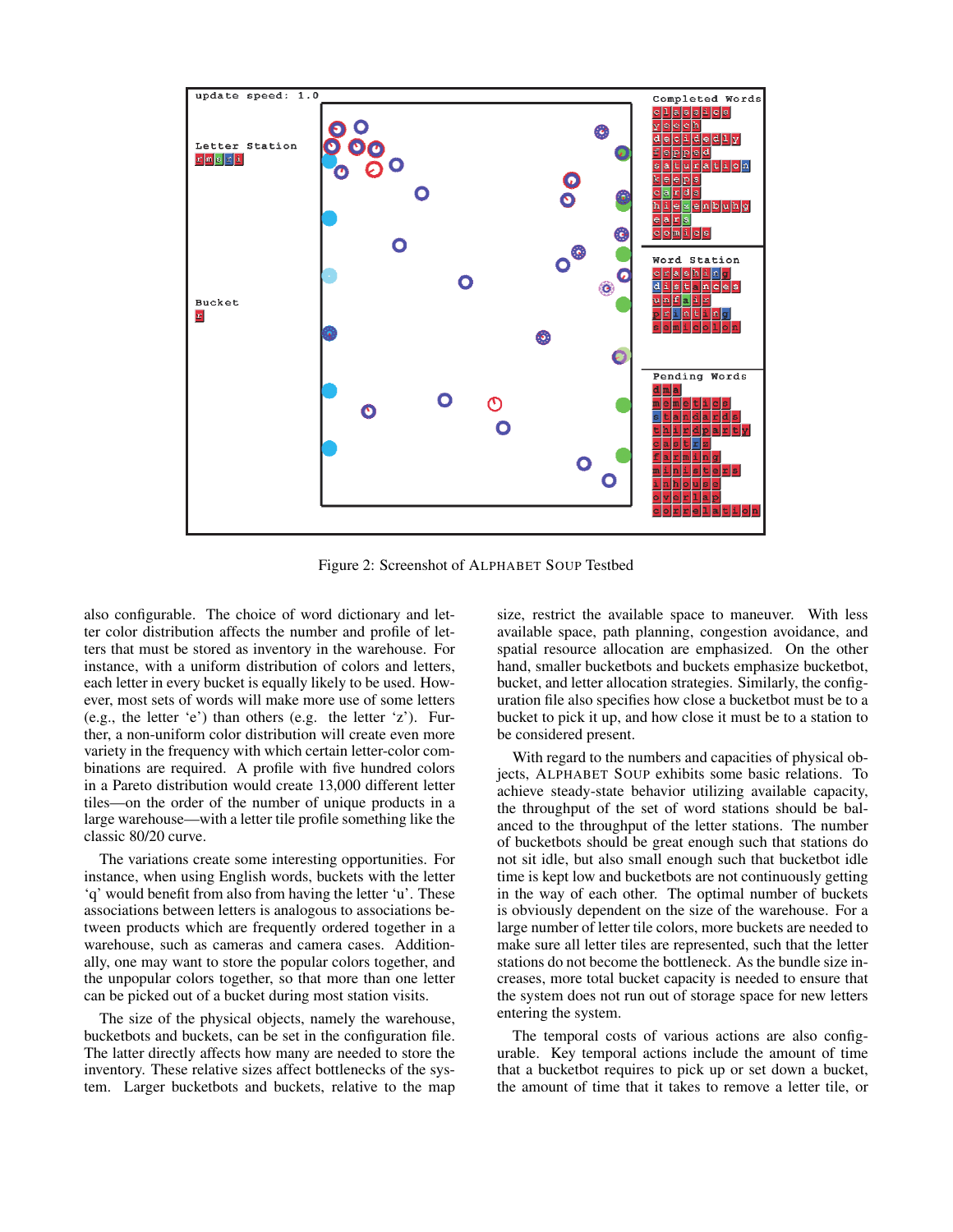Figure 2: Screenshot of ALPHABET SOUP Testbed

also configurable. The choice of word dictionary and letter color distribution affects the number and profile of letters that must be stored as inventory in the warehouse. For instance, with a uniform distribution of colors and letters, each letter in every bucket is equally likely to be used. However, most sets of words will make more use of some letters (e.g., the letter 'e') than others (e.g. the letter 'z'). Further, a non-uniform color distribution will create even more variety in the frequency with which certain letter-color combinations are required. A profile with five hundred colors in a Pareto distribution would create 13,000 different letter tiles—on the order of the number of unique products in a large warehouse—with a letter tile profile something like the classic 80/20 curve.

The variations create some interesting opportunities. For instance, when using English words, buckets with the letter 'q' would benefit from also from having the letter 'u'. These associations between letters is analogous to associations between products which are frequently ordered together in a warehouse, such as cameras and camera cases. Additionally, one may want to store the popular colors together, and the unpopular colors together, so that more than one letter can be picked out of a bucket during most station visits.

The size of the physical objects, namely the warehouse, bucketbots and buckets, can be set in the configuration file. The latter directly affects how many are needed to store the inventory. These relative sizes affect bottlenecks of the system. Larger bucketbots and buckets, relative to the map size, restrict the available space to maneuver. With less available space, path planning, congestion avoidance, and spatial resource allocation are emphasized. On the other hand, smaller bucketbots and buckets emphasize bucketbot, bucket, and letter allocation strategies. Similarly, the configuration file also specifies how close a bucketbot must be to a bucket to pick it up, and how close it must be to a station to be considered present.

With regard to the numbers and capacities of physical objects, ALPHABET SOUP exhibits some basic relations. To achieve steady-state behavior utilizing available capacity, the throughput of the set of word stations should be balanced to the throughput of the letter stations. The number of bucketbots should be great enough such that stations do not sit idle, but also small enough such that bucketbot idle time is kept low and bucketbots are not continuously getting in the way of each other. The optimal number of buckets is obviously dependent on the size of the warehouse. For a large number of letter tile colors, more buckets are needed to make sure all letter tiles are represented, such that the letter stations do not become the bottleneck. As the bundle size increases, more total bucket capacity is needed to ensure that the system does not run out of storage space for new letters entering the system.

The temporal costs of various actions are also configurable. Key temporal actions include the amount of time that a bucketbot requires to pick up or set down a bucket, the amount of time that it takes to remove a letter tile, or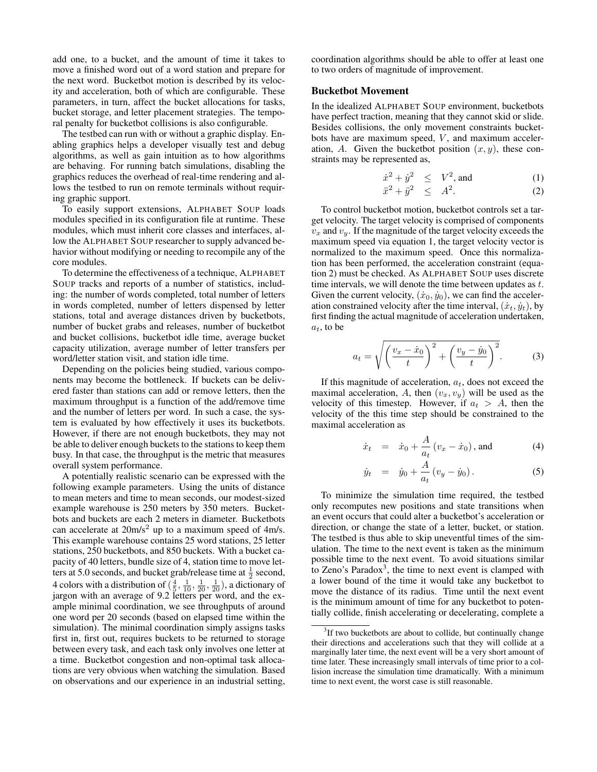add one, to a bucket, and the amount of time it takes to move a finished word out of a word station and prepare for the next word. Bucketbot motion is described by its velocity and acceleration, both of which are configurable. These parameters, in turn, affect the bucket allocations for tasks, bucket storage, and letter placement strategies. The temporal penalty for bucketbot collisions is also configurable.

The testbed can run with or without a graphic display. Enabling graphics helps a developer visually test and debug algorithms, as well as gain intuition as to how algorithms are behaving. For running batch simulations, disabling the graphics reduces the overhead of real-time rendering and allows the testbed to run on remote terminals without requiring graphic support.

To easily support extensions, ALPHABET SOUP loads modules specified in its configuration file at runtime. These modules, which must inherit core classes and interfaces, allow the ALPHABET SOUP researcher to supply advanced behavior without modifying or needing to recompile any of the core modules.

To determine the effectiveness of a technique, ALPHABET SOUP tracks and reports of a number of statistics, including: the number of words completed, total number of letters in words completed, number of letters dispensed by letter stations, total and average distances driven by bucketbots, number of bucket grabs and releases, number of bucketbot and bucket collisions, bucketbot idle time, average bucket capacity utilization, average number of letter transfers per word/letter station visit, and station idle time.

Depending on the policies being studied, various components may become the bottleneck. If buckets can be delivered faster than stations can add or remove letters, then the maximum throughput is a function of the add/remove time and the number of letters per word. In such a case, the system is evaluated by how effectively it uses its bucketbots. However, if there are not enough bucketbots, they may not be able to deliver enough buckets to the stations to keep them busy. In that case, the throughput is the metric that measures overall system performance.

A potentially realistic scenario can be expressed with the following example parameters. Using the units of distance to mean meters and time to mean seconds, our modest-sized example warehouse is 250 meters by 350 meters. Bucketbots and buckets are each 2 meters in diameter. Bucketbots can accelerate at 20m/s$^2$ up to a maximum speed of 4m/s. This example warehouse contains 25 word stations, 25 letter stations, 250 bucketbots, and 850 buckets. With a bucket capacity of 40 letters, bundle size of 4, station time to move letters at 5.0 seconds, and bucket grab/release time at $\frac{1}{2}$ second, 4 colors with a distribution of $(\frac{4}{5}, \frac{1}{10}, \frac{1}{20}, \frac{1}{20})$, a dictionary of jargon with an average of 9.2 letters per word, and the example minimal coordination, we see throughputs of around one word per 20 seconds (based on elapsed time within the simulation). The minimal coordination simply assigns tasks first in, first out, requires buckets to be returned to storage between every task, and each task only involves one letter at a time. Bucketbot congestion and non-optimal task allocations are very obvious when watching the simulation. Based on observations and our experience in an industrial setting, coordination algorithms should be able to offer at least one to two orders of magnitude of improvement.

## Bucketbot Movement

In the idealized ALPHABET SOUP environment, bucketbots have perfect traction, meaning that they cannot skid or slide. Besides collisions, the only movement constraints bucketbots have are maximum speed, $V$, and maximum acceleration, $A$. Given the bucketbot position $(x, y)$, these constraints may be represented as,

$$\dot{x}^2 + \dot{y}^2 \leq V^2, \text{ and} \tag{1}$$

$$\ddot{x}^2 + \ddot{y}^2 \leq A^2. \tag{2}$$

To control bucketbot motion, bucketbot controls set a target velocity. The target velocity is comprised of components $v_x$ and $v_y$. If the magnitude of the target velocity exceeds the maximum speed via equation 1, the target velocity vector is normalized to the maximum speed. Once this normalization has been performed, the acceleration constraint (equation 2) must be checked. As ALPHABET SOUP uses discrete time intervals, we will denote the time between updates as $t$. Given the current velocity, $(\dot{x}_0, \dot{y}_0)$, we can find the acceleration constrained velocity after the time interval, $(\dot{x}_t, \dot{y}_t)$, by first finding the actual magnitude of acceleration undertaken, $a_t$, to be

$$a_t = \sqrt{\left(\frac{v_x - \dot{x}_0}{t}\right)^2 + \left(\frac{v_y - \dot{y}_0}{t}\right)^2}. \tag{3}$$

If this magnitude of acceleration, $a_t$, does not exceed the maximal acceleration, $A$, then $(v_x, v_y)$ will be used as the velocity of this timestep. However, if $a_t > A$, then the velocity of the this time step should be constrained to the maximal acceleration as

$$\dot{x}_t = \dot{x}_0 + \frac{A}{a_t}(v_x - \dot{x}_0), \text{ and} \tag{4}$$

$$\dot{y}_t = \dot{y}_0 + \frac{A}{a_t}(v_y - \dot{y}_0). \tag{5}$$

To minimize the simulation time required, the testbed only recomputes new positions and state transitions when an event occurs that could alter a bucketbot's acceleration or direction, or change the state of a letter, bucket, or station. The testbed is thus able to skip uneventful times of the simulation. The time to the next event is taken as the minimum possible time to the next event. To avoid situations similar to Zeno's Paradox[3], the time to next event is clamped with a lower bound of the time it would take any bucketbot to move the distance of its radius. Time until the next event is the minimum amount of time for any bucketbot to potentially collide, finish accelerating or decelerating, complete a

[3] If two bucketbots are about to collide, but continually change their directions and accelerations such that they will collide at a marginally later time, the next event will be a very short amount of time later. These increasingly small intervals of time prior to a collision increase the simulation time dramatically. With a minimum time to next event, the worst case is still reasonable.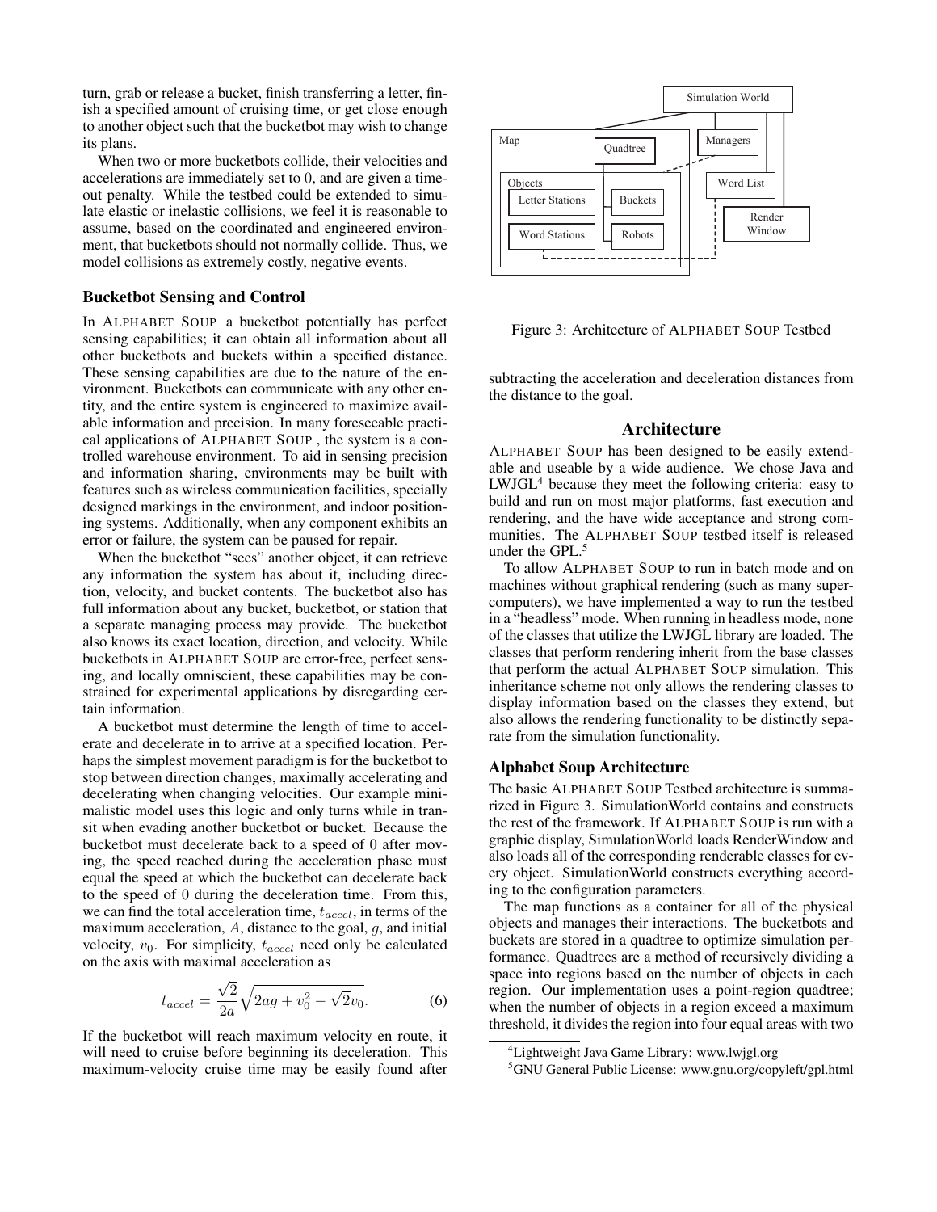turn, grab or release a bucket, finish transferring a letter, finish a specified amount of cruising time, or get close enough to another object such that the bucketbot may wish to change its plans.

When two or more bucketbots collide, their velocities and accelerations are immediately set to 0, and are given a timeout penalty. While the testbed could be extended to simulate elastic or inelastic collisions, we feel it is reasonable to assume, based on the coordinated and engineered environment, that bucketbots should not normally collide. Thus, we model collisions as extremely costly, negative events.

### Bucketbot Sensing and Control

In ALPHABET SOUP a bucketbot potentially has perfect sensing capabilities; it can obtain all information about all other bucketbots and buckets within a specified distance. These sensing capabilities are due to the nature of the environment. Bucketbots can communicate with any other entity, and the entire system is engineered to maximize available information and precision. In many foreseeable practical applications of ALPHABET SOUP , the system is a controlled warehouse environment. To aid in sensing precision and information sharing, environments may be built with features such as wireless communication facilities, specially designed markings in the environment, and indoor positioning systems. Additionally, when any component exhibits an error or failure, the system can be paused for repair.

When the bucketbot "sees" another object, it can retrieve any information the system has about it, including direction, velocity, and bucket contents. The bucketbot also has full information about any bucket, bucketbot, or station that a separate managing process may provide. The bucketbot also knows its exact location, direction, and velocity. While bucketbots in ALPHABET SOUP are error-free, perfect sensing, and locally omniscient, these capabilities may be constrained for experimental applications by disregarding certain information.

A bucketbot must determine the length of time to accelerate and decelerate in to arrive at a specified location. Perhaps the simplest movement paradigm is for the bucketbot to stop between direction changes, maximally accelerating and decelerating when changing velocities. Our example minimalistic model uses this logic and only turns while in transit when evading another bucketbot or bucket. Because the bucketbot must decelerate back to a speed of 0 after moving, the speed reached during the acceleration phase must equal the speed at which the bucketbot can decelerate back to the speed of 0 during the deceleration time. From this, we can find the total acceleration time, $t_{accel}$, in terms of the maximum acceleration, $A$, distance to the goal, $g$, and initial velocity, $v_0$. For simplicity, $t_{accel}$ need only be calculated on the axis with maximal acceleration as

$$t_{accel} = \frac{\sqrt{2}}{2a}\sqrt{2ag + v_0^2 - \sqrt{2}v_0}. \quad (6)$$

If the bucketbot will reach maximum velocity en route, it will need to cruise before beginning its deceleration. This maximum-velocity cruise time may be easily found after subtracting the acceleration and deceleration distances from the distance to the goal.

Figure 3: Architecture of ALPHABET SOUP Testbed

## Architecture

ALPHABET SOUP has been designed to be easily extendable and useable by a wide audience. We chose Java and LWJGL[4] because they meet the following criteria: easy to build and run on most major platforms, fast execution and rendering, and the have wide acceptance and strong communities. The ALPHABET SOUP testbed itself is released under the GPL.[5]

To allow ALPHABET SOUP to run in batch mode and on machines without graphical rendering (such as many supercomputers), we have implemented a way to run the testbed in a "headless" mode. When running in headless mode, none of the classes that utilize the LWJGL library are loaded. The classes that perform rendering inherit from the base classes that perform the actual ALPHABET SOUP simulation. This inheritance scheme not only allows the rendering classes to display information based on the classes they extend, but also allows the rendering functionality to be distinctly separate from the simulation functionality.

### Alphabet Soup Architecture

The basic ALPHABET SOUP Testbed architecture is summarized in Figure 3. SimulationWorld contains and constructs the rest of the framework. If ALPHABET SOUP is run with a graphic display, SimulationWorld loads RenderWindow and also loads all of the corresponding renderable classes for every object. SimulationWorld constructs everything according to the configuration parameters.

The map functions as a container for all of the physical objects and manages their interactions. The bucketbots and buckets are stored in a quadtree to optimize simulation performance. Quadtrees are a method of recursively dividing a space into regions based on the number of objects in each region. Our implementation uses a point-region quadtree; when the number of objects in a region exceed a maximum threshold, it divides the region into four equal areas with two

[4] Lightweight Java Game Library: www.lwjgl.org

[5] GNU General Public License: www.gnu.org/copyleft/gpl.html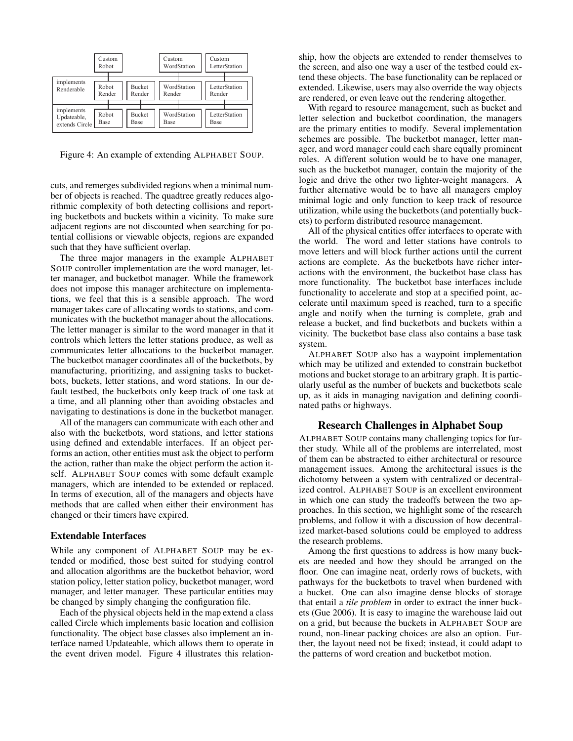| | | | | |
|---|---|---|---|---|
| | Custom Robot | | Custom WordStation | Custom LetterStation |
| implements Renderable | Robot Render | Bucket Render | WordStation Render | LetterStation Render |
| implements Updateable, extends Circle | Robot Base | Bucket Base | WordStation Base | LetterStation Base |

Figure 4: An example of extending ALPHABET SOUP.

cuts, and remerges subdivided regions when a minimal number of objects is reached. The quadtree greatly reduces algorithmic complexity of both detecting collisions and reporting bucketbots and buckets within a vicinity. To make sure adjacent regions are not discounted when searching for potential collisions or viewable objects, regions are expanded such that they have sufficient overlap.

The three major managers in the example ALPHABET SOUP controller implementation are the word manager, letter manager, and bucketbot manager. While the framework does not impose this manager architecture on implementations, we feel that this is a sensible approach. The word manager takes care of allocating words to stations, and communicates with the bucketbot manager about the allocations. The letter manager is similar to the word manager in that it controls which letters the letter stations produce, as well as communicates letter allocations to the bucketbot manager. The bucketbot manager coordinates all of the bucketbots, by manufacturing, prioritizing, and assigning tasks to bucketbots, buckets, letter stations, and word stations. In our default testbed, the bucketbots only keep track of one task at a time, and all planning other than avoiding obstacles and navigating to destinations is done in the bucketbot manager.

All of the managers can communicate with each other and also with the bucketbots, word stations, and letter stations using defined and extendable interfaces. If an object performs an action, other entities must ask the object to perform the action, rather than make the object perform the action itself. ALPHABET SOUP comes with some default example managers, which are intended to be extended or replaced. In terms of execution, all of the managers and objects have methods that are called when either their environment has changed or their timers have expired.

### Extendable Interfaces

While any component of ALPHABET SOUP may be extended or modified, those best suited for studying control and allocation algorithms are the bucketbot behavior, word station policy, letter station policy, bucketbot manager, word manager, and letter manager. These particular entities may be changed by simply changing the configuration file.

Each of the physical objects held in the map extend a class called Circle which implements basic location and collision functionality. The object base classes also implement an interface named Updateable, which allows them to operate in the event driven model. Figure 4 illustrates this relationship, how the objects are extended to render themselves to the screen, and also one way a user of the testbed could extend these objects. The base functionality can be replaced or extended. Likewise, users may also override the way objects are rendered, or even leave out the rendering altogether.

With regard to resource management, such as bucket and letter selection and bucketbot coordination, the managers are the primary entities to modify. Several implementation schemes are possible. The bucketbot manager, letter manager, and word manager could each share equally prominent roles. A different solution would be to have one manager, such as the bucketbot manager, contain the majority of the logic and drive the other two lighter-weight managers. A further alternative would be to have all managers employ minimal logic and only function to keep track of resource utilization, while using the bucketbots (and potentially buckets) to perform distributed resource management.

All of the physical entities offer interfaces to operate with the world. The word and letter stations have controls to move letters and will block further actions until the current actions are complete. As the bucketbots have richer interactions with the environment, the bucketbot base class has more functionality. The bucketbot base interfaces include functionality to accelerate and stop at a specified point, accelerate until maximum speed is reached, turn to a specific angle and notify when the turning is complete, grab and release a bucket, and find bucketbots and buckets within a vicinity. The bucketbot base class also contains a base task system.

ALPHABET SOUP also has a waypoint implementation which may be utilized and extended to constrain bucketbot motions and bucket storage to an arbitrary graph. It is particularly useful as the number of buckets and bucketbots scale up, as it aids in managing navigation and defining coordinated paths or highways.

## Research Challenges in Alphabet Soup

ALPHABET SOUP contains many challenging topics for further study. While all of the problems are interrelated, most of them can be abstracted to either architectural or resource management issues. Among the architectural issues is the dichotomy between a system with centralized or decentralized control. ALPHABET SOUP is an excellent environment in which one can study the tradeoffs between the two approaches. In this section, we highlight some of the research problems, and follow it with a discussion of how decentralized market-based solutions could be employed to address the research problems.

Among the first questions to address is how many buckets are needed and how they should be arranged on the floor. One can imagine neat, orderly rows of buckets, with pathways for the bucketbots to travel when burdened with a bucket. One can also imagine dense blocks of storage that entail a *tile problem* in order to extract the inner buckets (Gue 2006). It is easy to imagine the warehouse laid out on a grid, but because the buckets in ALPHABET SOUP are round, non-linear packing choices are also an option. Further, the layout need not be fixed; instead, it could adapt to the patterns of word creation and bucketbot motion.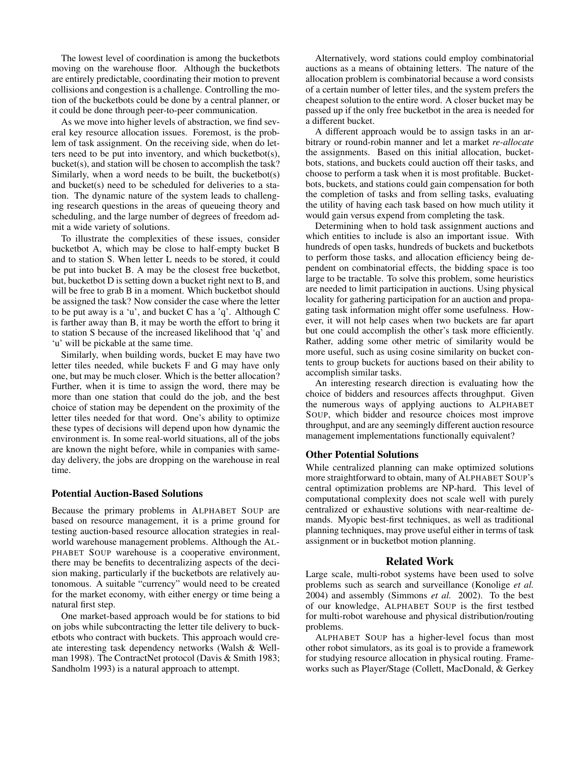The lowest level of coordination is among the bucketbots moving on the warehouse floor. Although the bucketbots are entirely predictable, coordinating their motion to prevent collisions and congestion is a challenge. Controlling the motion of the bucketbots could be done by a central planner, or it could be done through peer-to-peer communication.

As we move into higher levels of abstraction, we find several key resource allocation issues. Foremost, is the problem of task assignment. On the receiving side, when do letters need to be put into inventory, and which bucketbot(s), bucket(s), and station will be chosen to accomplish the task? Similarly, when a word needs to be built, the bucketbot(s) and bucket(s) need to be scheduled for deliveries to a station. The dynamic nature of the system leads to challenging research questions in the areas of queueing theory and scheduling, and the large number of degrees of freedom admit a wide variety of solutions.

To illustrate the complexities of these issues, consider bucketbot A, which may be close to half-empty bucket B and to station S. When letter L needs to be stored, it could be put into bucket B. A may be the closest free bucketbot, but, bucketbot D is setting down a bucket right next to B, and will be free to grab B in a moment. Which bucketbot should be assigned the task? Now consider the case where the letter to be put away is a 'u', and bucket C has a 'q'. Although C is farther away than B, it may be worth the effort to bring it to station S because of the increased likelihood that 'q' and 'u' will be pickable at the same time.

Similarly, when building words, bucket E may have two letter tiles needed, while buckets F and G may have only one, but may be much closer. Which is the better allocation? Further, when it is time to assign the word, there may be more than one station that could do the job, and the best choice of station may be dependent on the proximity of the letter tiles needed for that word. One's ability to optimize these types of decisions will depend upon how dynamic the environment is. In some real-world situations, all of the jobs are known the night before, while in companies with same-day delivery, the jobs are dropping on the warehouse in real time.

### Potential Auction-Based Solutions

Because the primary problems in ALPHABET SOUP are based on resource management, it is a prime ground for testing auction-based resource allocation strategies in real-world warehouse management problems. Although the ALPHABET SOUP warehouse is a cooperative environment, there may be benefits to decentralizing aspects of the decision making, particularly if the bucketbots are relatively autonomous. A suitable "currency" would need to be created for the market economy, with either energy or time being a natural first step.

One market-based approach would be for stations to bid on jobs while subcontracting the letter tile delivery to bucketbots who contract with buckets. This approach would create interesting task dependency networks (Walsh & Wellman 1998). The ContractNet protocol (Davis & Smith 1983; Sandholm 1993) is a natural approach to attempt.

Alternatively, word stations could employ combinatorial auctions as a means of obtaining letters. The nature of the allocation problem is combinatorial because a word consists of a certain number of letter tiles, and the system prefers the cheapest solution to the entire word. A closer bucket may be passed up if the only free bucketbot in the area is needed for a different bucket.

A different approach would be to assign tasks in an arbitrary or round-robin manner and let a market *re-allocate* the assignments. Based on this initial allocation, bucketbots, stations, and buckets could auction off their tasks, and choose to perform a task when it is most profitable. Bucketbots, buckets, and stations could gain compensation for both the completion of tasks and from selling tasks, evaluating the utility of having each task based on how much utility it would gain versus expend from completing the task.

Determining when to hold task assignment auctions and which entities to include is also an important issue. With hundreds of open tasks, hundreds of buckets and bucketbots to perform those tasks, and allocation efficiency being dependent on combinatorial effects, the bidding space is too large to be tractable. To solve this problem, some heuristics are needed to limit participation in auctions. Using physical locality for gathering participation for an auction and propagating task information might offer some usefulness. However, it will not help cases when two buckets are far apart but one could accomplish the other's task more efficiently. Rather, adding some other metric of similarity would be more useful, such as using cosine similarity on bucket contents to group buckets for auctions based on their ability to accomplish similar tasks.

An interesting research direction is evaluating how the choice of bidders and resources affects throughput. Given the numerous ways of applying auctions to ALPHABET SOUP, which bidder and resource choices most improve throughput, and are any seemingly different auction resource management implementations functionally equivalent?

### Other Potential Solutions

While centralized planning can make optimized solutions more straightforward to obtain, many of ALPHABET SOUP's central optimization problems are NP-hard. This level of computational complexity does not scale well with purely centralized or exhaustive solutions with near-realtime demands. Myopic best-first techniques, as well as traditional planning techniques, may prove useful either in terms of task assignment or in bucketbot motion planning.

## Related Work

Large scale, multi-robot systems have been used to solve problems such as search and surveillance (Konolige *et al.* 2004) and assembly (Simmons *et al.* 2002). To the best of our knowledge, ALPHABET SOUP is the first testbed for multi-robot warehouse and physical distribution/routing problems.

ALPHABET SOUP has a higher-level focus than most other robot simulators, as its goal is to provide a framework for studying resource allocation in physical routing. Frameworks such as Player/Stage (Collett, MacDonald, & Gerkey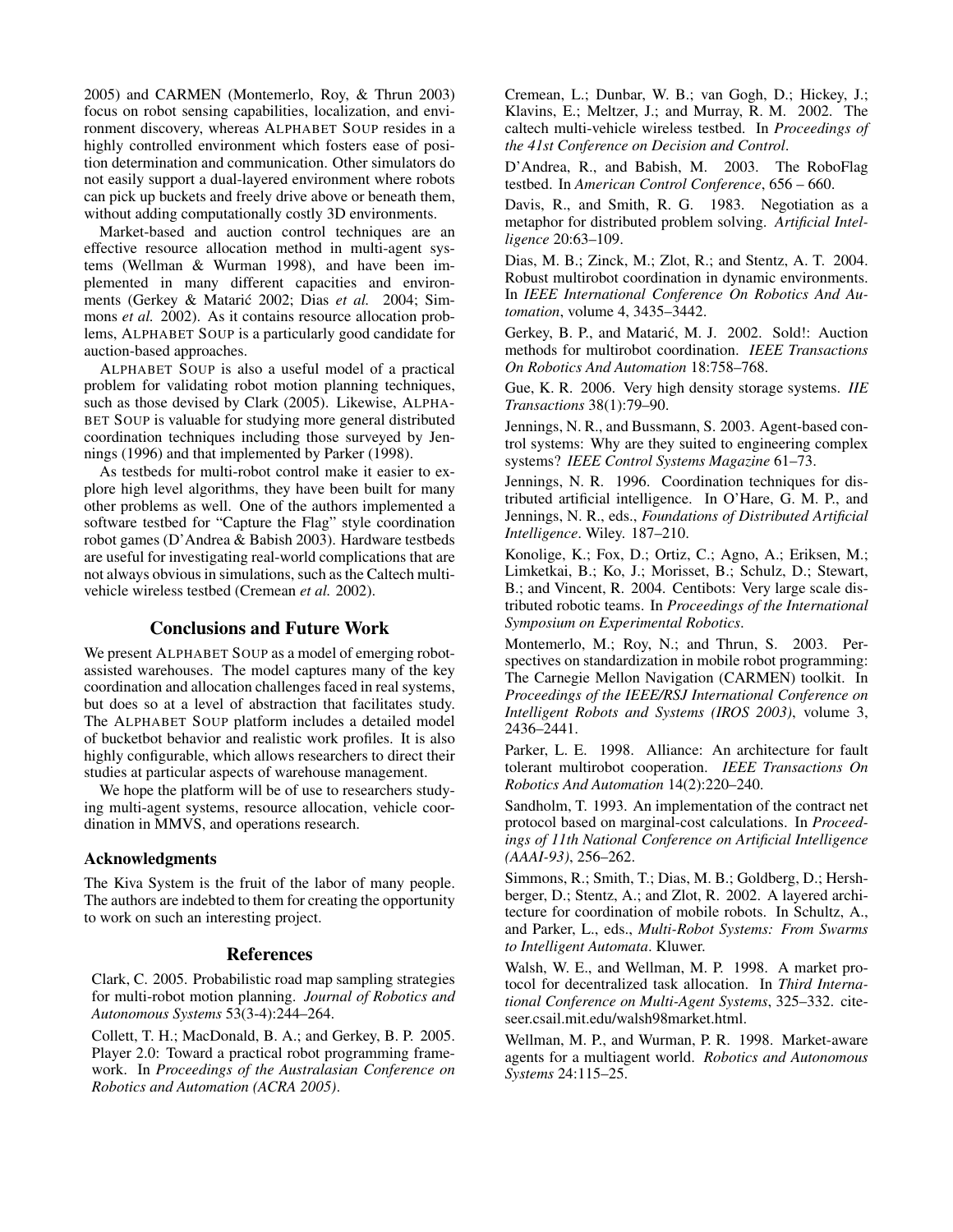2005) and CARMEN (Montemerlo, Roy, & Thrun 2003) focus on robot sensing capabilities, localization, and environment discovery, whereas ALPHABET SOUP resides in a highly controlled environment which fosters ease of position determination and communication. Other simulators do not easily support a dual-layered environment where robots can pick up buckets and freely drive above or beneath them, without adding computationally costly 3D environments.

Market-based and auction control techniques are an effective resource allocation method in multi-agent systems (Wellman & Wurman 1998), and have been implemented in many different capacities and environments (Gerkey & Matarić 2002; Dias *et al.* 2004; Simmons *et al.* 2002). As it contains resource allocation problems, ALPHABET SOUP is a particularly good candidate for auction-based approaches.

ALPHABET SOUP is also a useful model of a practical problem for validating robot motion planning techniques, such as those devised by Clark (2005). Likewise, ALPHABET SOUP is valuable for studying more general distributed coordination techniques including those surveyed by Jennings (1996) and that implemented by Parker (1998).

As testbeds for multi-robot control make it easier to explore high level algorithms, they have been built for many other problems as well. One of the authors implemented a software testbed for "Capture the Flag" style coordination robot games (D'Andrea & Babish 2003). Hardware testbeds are useful for investigating real-world complications that are not always obvious in simulations, such as the Caltech multi-vehicle wireless testbed (Cremean *et al.* 2002).

## Conclusions and Future Work

We present ALPHABET SOUP as a model of emerging robot-assisted warehouses. The model captures many of the key coordination and allocation challenges faced in real systems, but does so at a level of abstraction that facilitates study. The ALPHABET SOUP platform includes a detailed model of bucketbot behavior and realistic work profiles. It is also highly configurable, which allows researchers to direct their studies at particular aspects of warehouse management.

We hope the platform will be of use to researchers studying multi-agent systems, resource allocation, vehicle coordination in MMVS, and operations research.

### Acknowledgments

The Kiva System is the fruit of the labor of many people. The authors are indebted to them for creating the opportunity to work on such an interesting project.

## References

Clark, C. 2005. Probabilistic road map sampling strategies for multi-robot motion planning. *Journal of Robotics and Autonomous Systems* 53(3-4):244–264.

Collett, T. H.; MacDonald, B. A.; and Gerkey, B. P. 2005. Player 2.0: Toward a practical robot programming framework. In *Proceedings of the Australasian Conference on Robotics and Automation (ACRA 2005)*.

Cremean, L.; Dunbar, W. B.; van Gogh, D.; Hickey, J.; Klavins, E.; Meltzer, J.; and Murray, R. M. 2002. The caltech multi-vehicle wireless testbed. In *Proceedings of the 41st Conference on Decision and Control*.

D'Andrea, R., and Babish, M. 2003. The RoboFlag testbed. In *American Control Conference*, 656 – 660.

Davis, R., and Smith, R. G. 1983. Negotiation as a metaphor for distributed problem solving. *Artificial Intelligence* 20:63–109.

Dias, M. B.; Zinck, M.; Zlot, R.; and Stentz, A. T. 2004. Robust multirobot coordination in dynamic environments. In *IEEE International Conference On Robotics And Automation*, volume 4, 3435–3442.

Gerkey, B. P., and Matarić, M. J. 2002. Sold!: Auction methods for multirobot coordination. *IEEE Transactions On Robotics And Automation* 18:758–768.

Gue, K. R. 2006. Very high density storage systems. *IIE Transactions* 38(1):79–90.

Jennings, N. R., and Bussmann, S. 2003. Agent-based control systems: Why are they suited to engineering complex systems? *IEEE Control Systems Magazine* 61–73.

Jennings, N. R. 1996. Coordination techniques for distributed artificial intelligence. In O'Hare, G. M. P., and Jennings, N. R., eds., *Foundations of Distributed Artificial Intelligence*. Wiley. 187–210.

Konolige, K.; Fox, D.; Ortiz, C.; Agno, A.; Eriksen, M.; Limketkai, B.; Ko, J.; Morisset, B.; Schulz, D.; Stewart, B.; and Vincent, R. 2004. Centibots: Very large scale distributed robotic teams. In *Proceedings of the International Symposium on Experimental Robotics*.

Montemerlo, M.; Roy, N.; and Thrun, S. 2003. Perspectives on standardization in mobile robot programming: The Carnegie Mellon Navigation (CARMEN) toolkit. In *Proceedings of the IEEE/RSJ International Conference on Intelligent Robots and Systems (IROS 2003)*, volume 3, 2436–2441.

Parker, L. E. 1998. Alliance: An architecture for fault tolerant multirobot cooperation. *IEEE Transactions On Robotics And Automation* 14(2):220–240.

Sandholm, T. 1993. An implementation of the contract net protocol based on marginal-cost calculations. In *Proceedings of 11th National Conference on Artificial Intelligence (AAAI-93)*, 256–262.

Simmons, R.; Smith, T.; Dias, M. B.; Goldberg, D.; Hershberger, D.; Stentz, A.; and Zlot, R. 2002. A layered architecture for coordination of mobile robots. In Schultz, A., and Parker, L., eds., *Multi-Robot Systems: From Swarms to Intelligent Automata*. Kluwer.

Walsh, W. E., and Wellman, M. P. 1998. A market protocol for decentralized task allocation. In *Third International Conference on Multi-Agent Systems*, 325–332. citeseer.csail.mit.edu/walsh98market.html.

Wellman, M. P., and Wurman, P. R. 1998. Market-aware agents for a multiagent world. *Robotics and Autonomous Systems* 24:115–25.